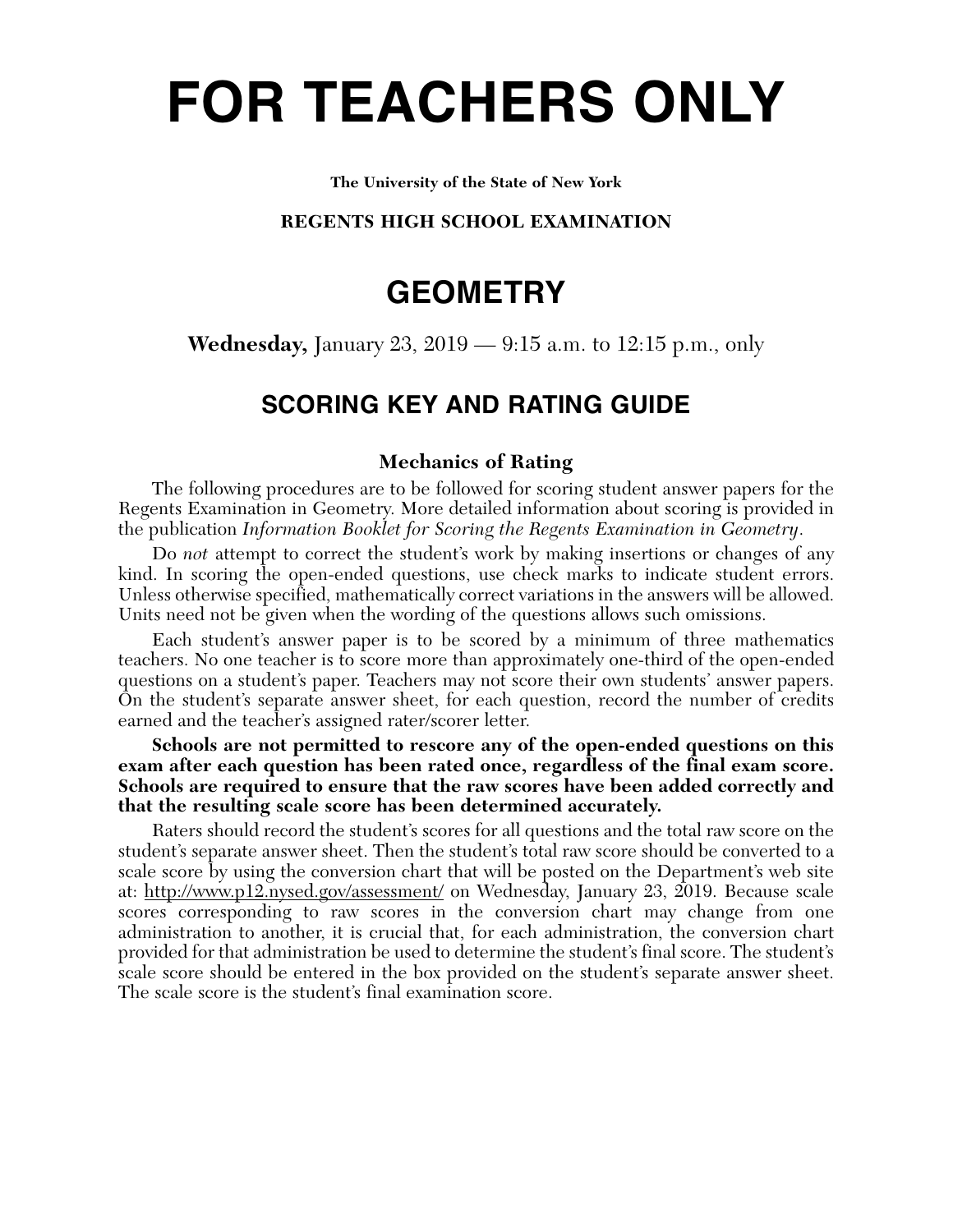# FOR TEACHERS ONLY

**The University of the State of New York**

**REGENTS HIGH SCHOOL EXAMINATION**

## GEOMETRY

**Wednesday,** January 23, 2019 — 9:15 a.m. to 12:15 p.m., only

### SCORING KEY AND RATING GUIDE

**Mechanics of Rating**

The following procedures are to be followed for scoring student answer papers for the Regents Examination in Geometry. More detailed information about scoring is provided in the publication *Information Booklet for Scoring the Regents Examination in Geometry*.

Do *not* attempt to correct the student's work by making insertions or changes of any kind. In scoring the open-ended questions, use check marks to indicate student errors. Unless otherwise specified, mathematically correct variations in the answers will be allowed. Units need not be given when the wording of the questions allows such omissions.

Each student's answer paper is to be scored by a minimum of three mathematics teachers. No one teacher is to score more than approximately one-third of the open-ended questions on a student's paper. Teachers may not score their own students' answer papers. On the student's separate answer sheet, for each question, record the number of credits earned and the teacher's assigned rater/scorer letter.

**Schools are not permitted to rescore any of the open-ended questions on this exam after each question has been rated once, regardless of the final exam score. Schools are required to ensure that the raw scores have been added correctly and that the resulting scale score has been determined accurately.**

Raters should record the student's scores for all questions and the total raw score on the student's separate answer sheet. Then the student's total raw score should be converted to a scale score by using the conversion chart that will be posted on the Department's web site at: http://www.p12.nysed.gov/assessment/ on Wednesday, January 23, 2019. Because scale scores corresponding to raw scores in the conversion chart may change from one administration to another, it is crucial that, for each administration, the conversion chart provided for that administration be used to determine the student's final score. The student's scale score should be entered in the box provided on the student's separate answer sheet. The scale score is the student's final examination score.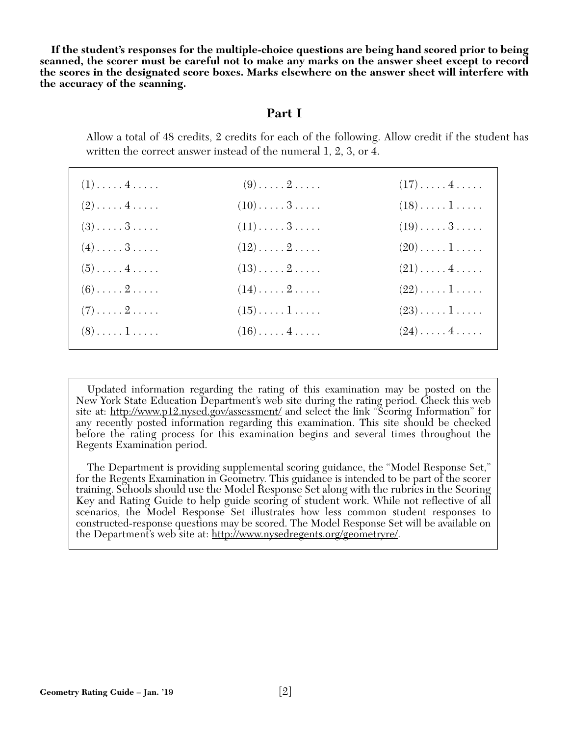**If the student's responses for the multiple-choice questions are being hand scored prior to being scanned, the scorer must be careful not to make any marks on the answer sheet except to record the scores in the designated score boxes. Marks elsewhere on the answer sheet will interfere with the accuracy of the scanning.**

## Part I

Allow a total of 48 credits, 2 credits for each of the following. Allow credit if the student has written the correct answer instead of the numeral 1, 2, 3, or 4.

| | | |
|---|---|---|
| (1) . . . . . 4 . . . . . | (9) . . . . . 2 . . . . . | (17) . . . . . 4 . . . . . |
| (2) . . . . . 4 . . . . . | (10) . . . . . 3 . . . . . | (18) . . . . . 1 . . . . . |
| (3) . . . . . 3 . . . . . | (11) . . . . . 3 . . . . . | (19) . . . . . 3 . . . . . |
| (4) . . . . . 3 . . . . . | (12) . . . . . 2 . . . . . | (20) . . . . . 1 . . . . . |
| (5) . . . . . 4 . . . . . | (13) . . . . . 2 . . . . . | (21) . . . . . 4 . . . . . |
| (6) . . . . . 2 . . . . . | (14) . . . . . 2 . . . . . | (22) . . . . . 1 . . . . . |
| (7) . . . . . 2 . . . . . | (15) . . . . . 1 . . . . . | (23) . . . . . 1 . . . . . |
| (8) . . . . . 1 . . . . . | (16) . . . . . 4 . . . . . | (24) . . . . . 4 . . . . . |

Updated information regarding the rating of this examination may be posted on the New York State Education Department's web site during the rating period. Check this web site at: http://www.p12.nysed.gov/assessment/ and select the link "Scoring Information" for any recently posted information regarding this examination. This site should be checked before the rating process for this examination begins and several times throughout the Regents Examination period.

The Department is providing supplemental scoring guidance, the "Model Response Set," for the Regents Examination in Geometry. This guidance is intended to be part of the scorer training. Schools should use the Model Response Set along with the rubrics in the Scoring Key and Rating Guide to help guide scoring of student work. While not reflective of all scenarios, the Model Response Set illustrates how less common student responses to constructed-response questions may be scored. The Model Response Set will be available on the Department's web site at: http://www.nysedregents.org/geometryre/.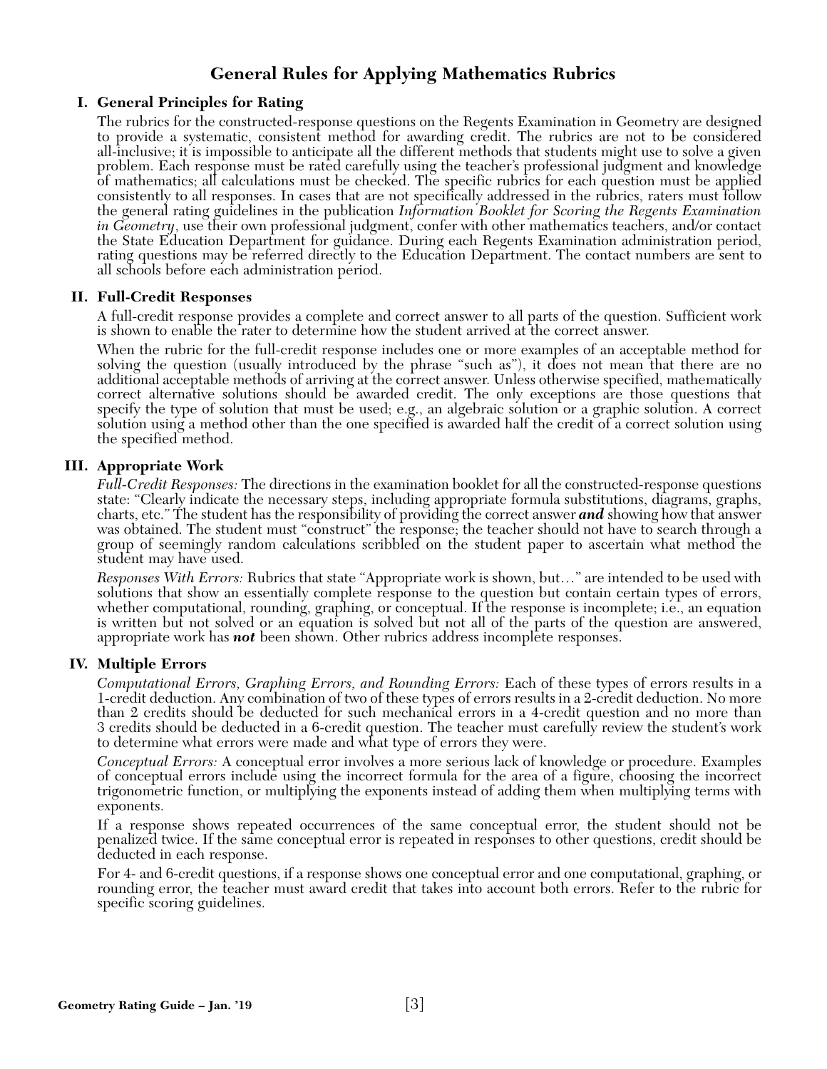# General Rules for Applying Mathematics Rubrics

## I. General Principles for Rating

The rubrics for the constructed-response questions on the Regents Examination in Geometry are designed to provide a systematic, consistent method for awarding credit. The rubrics are not to be considered all-inclusive; it is impossible to anticipate all the different methods that students might use to solve a given problem. Each response must be rated carefully using the teacher's professional judgment and knowledge of mathematics; all calculations must be checked. The specific rubrics for each question must be applied consistently to all responses. In cases that are not specifically addressed in the rubrics, raters must follow the general rating guidelines in the publication *Information Booklet for Scoring the Regents Examination in Geometry*, use their own professional judgment, confer with other mathematics teachers, and/or contact the State Education Department for guidance. During each Regents Examination administration period, rating questions may be referred directly to the Education Department. The contact numbers are sent to all schools before each administration period.

## II. Full-Credit Responses

A full-credit response provides a complete and correct answer to all parts of the question. Sufficient work is shown to enable the rater to determine how the student arrived at the correct answer.

When the rubric for the full-credit response includes one or more examples of an acceptable method for solving the question (usually introduced by the phrase "such as"), it does not mean that there are no additional acceptable methods of arriving at the correct answer. Unless otherwise specified, mathematically correct alternative solutions should be awarded credit. The only exceptions are those questions that specify the type of solution that must be used; e.g., an algebraic solution or a graphic solution. A correct solution using a method other than the one specified is awarded half the credit of a correct solution using the specified method.

## III. Appropriate Work

*Full-Credit Responses:* The directions in the examination booklet for all the constructed-response questions state: "Clearly indicate the necessary steps, including appropriate formula substitutions, diagrams, graphs, charts, etc." The student has the responsibility of providing the correct answer ***and*** showing how that answer was obtained. The student must "construct" the response; the teacher should not have to search through a group of seemingly random calculations scribbled on the student paper to ascertain what method the student may have used.

*Responses With Errors:* Rubrics that state "Appropriate work is shown, but…" are intended to be used with solutions that show an essentially complete response to the question but contain certain types of errors, whether computational, rounding, graphing, or conceptual. If the response is incomplete; i.e., an equation is written but not solved or an equation is solved but not all of the parts of the question are answered, appropriate work has ***not*** been shown. Other rubrics address incomplete responses.

## IV. Multiple Errors

*Computational Errors, Graphing Errors, and Rounding Errors:* Each of these types of errors results in a 1-credit deduction. Any combination of two of these types of errors results in a 2-credit deduction. No more than 2 credits should be deducted for such mechanical errors in a 4-credit question and no more than 3 credits should be deducted in a 6-credit question. The teacher must carefully review the student's work to determine what errors were made and what type of errors they were.

*Conceptual Errors:* A conceptual error involves a more serious lack of knowledge or procedure. Examples of conceptual errors include using the incorrect formula for the area of a figure, choosing the incorrect trigonometric function, or multiplying the exponents instead of adding them when multiplying terms with exponents.

If a response shows repeated occurrences of the same conceptual error, the student should not be penalized twice. If the same conceptual error is repeated in responses to other questions, credit should be deducted in each response.

For 4- and 6-credit questions, if a response shows one conceptual error and one computational, graphing, or rounding error, the teacher must award credit that takes into account both errors. Refer to the rubric for specific scoring guidelines.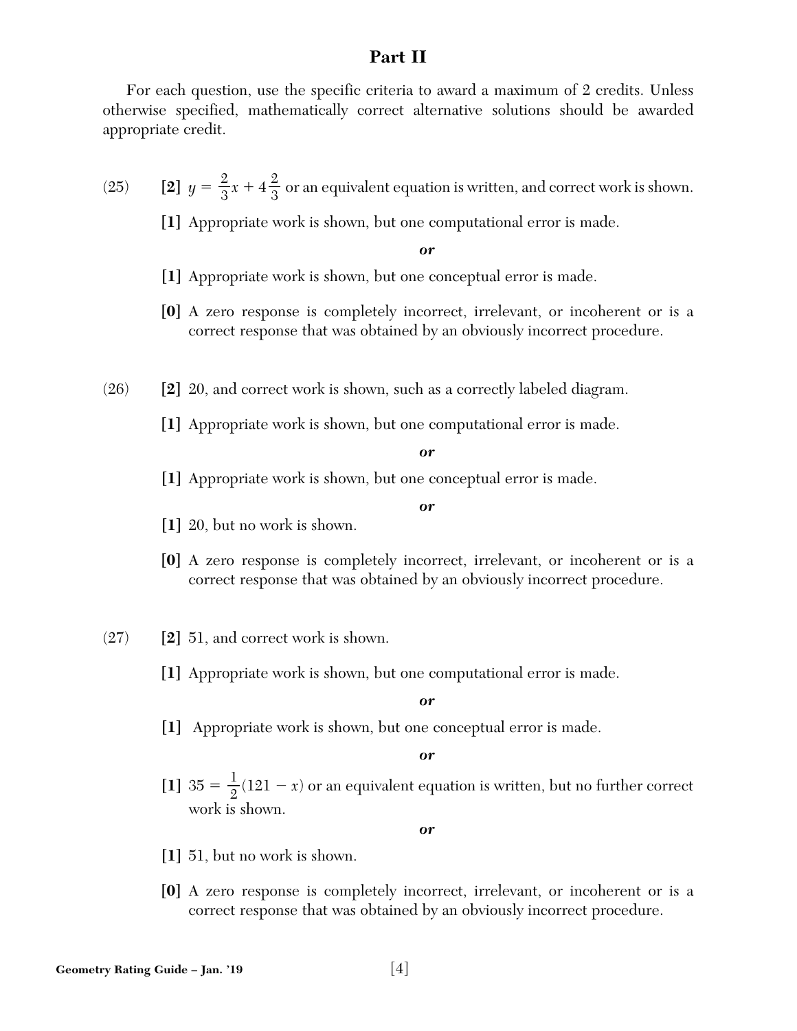## Part II

For each question, use the specific criteria to award a maximum of 2 credits. Unless otherwise specified, mathematically correct alternative solutions should be awarded appropriate credit.

(25) **[2]** $y = \frac{2}{3}x + 4\frac{2}{3}$ or an equivalent equation is written, and correct work is shown.

**[1]** Appropriate work is shown, but one computational error is made.

***or***

**[1]** Appropriate work is shown, but one conceptual error is made.

**[0]** A zero response is completely incorrect, irrelevant, or incoherent or is a correct response that was obtained by an obviously incorrect procedure.

(26) **[2]** 20, and correct work is shown, such as a correctly labeled diagram.

**[1]** Appropriate work is shown, but one computational error is made.

***or***

**[1]** Appropriate work is shown, but one conceptual error is made.

***or***

**[1]** 20, but no work is shown.

**[0]** A zero response is completely incorrect, irrelevant, or incoherent or is a correct response that was obtained by an obviously incorrect procedure.

(27) **[2]** 51, and correct work is shown.

**[1]** Appropriate work is shown, but one computational error is made.

***or***

**[1]** Appropriate work is shown, but one conceptual error is made.

***or***

**[1]** $35 = \frac{1}{2}(121 - x)$ or an equivalent equation is written, but no further correct work is shown.

***or***

**[1]** 51, but no work is shown.

**[0]** A zero response is completely incorrect, irrelevant, or incoherent or is a correct response that was obtained by an obviously incorrect procedure.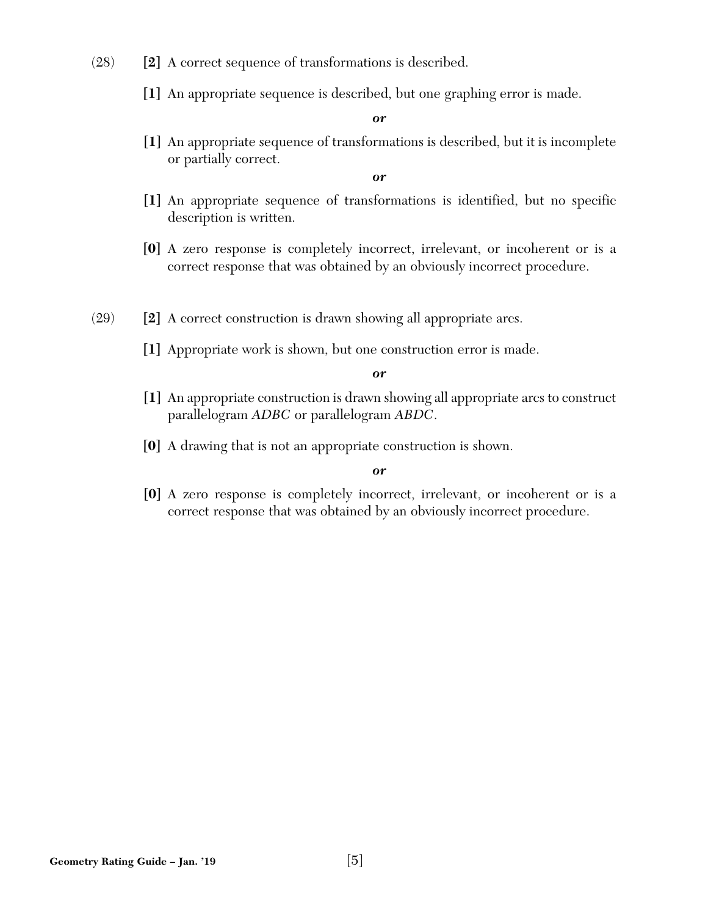(28) **[2]** A correct sequence of transformations is described.

**[1]** An appropriate sequence is described, but one graphing error is made.

***or***

**[1]** An appropriate sequence of transformations is described, but it is incomplete or partially correct.

***or***

**[1]** An appropriate sequence of transformations is identified, but no specific description is written.

**[0]** A zero response is completely incorrect, irrelevant, or incoherent or is a correct response that was obtained by an obviously incorrect procedure.

(29) **[2]** A correct construction is drawn showing all appropriate arcs.

**[1]** Appropriate work is shown, but one construction error is made.

***or***

**[1]** An appropriate construction is drawn showing all appropriate arcs to construct parallelogram *ADBC* or parallelogram *ABDC*.

**[0]** A drawing that is not an appropriate construction is shown.

***or***

**[0]** A zero response is completely incorrect, irrelevant, or incoherent or is a correct response that was obtained by an obviously incorrect procedure.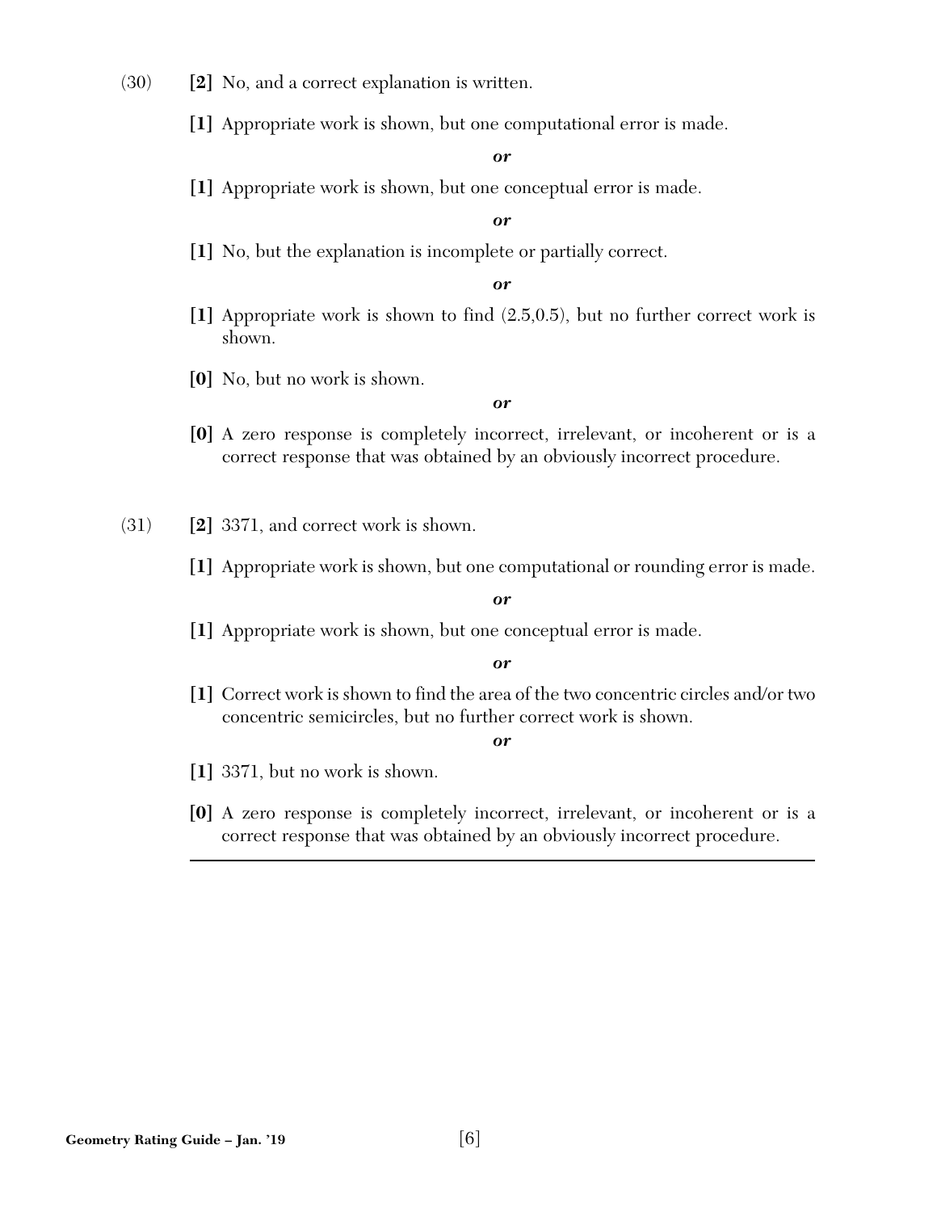(30) **[2]** No, and a correct explanation is written.

**[1]** Appropriate work is shown, but one computational error is made.

***or***

**[1]** Appropriate work is shown, but one conceptual error is made.

***or***

**[1]** No, but the explanation is incomplete or partially correct.

***or***

**[1]** Appropriate work is shown to find (2.5,0.5), but no further correct work is shown.

**[0]** No, but no work is shown.

***or***

**[0]** A zero response is completely incorrect, irrelevant, or incoherent or is a correct response that was obtained by an obviously incorrect procedure.

(31) **[2]** 3371, and correct work is shown.

**[1]** Appropriate work is shown, but one computational or rounding error is made.

***or***

**[1]** Appropriate work is shown, but one conceptual error is made.

***or***

**[1]** Correct work is shown to find the area of the two concentric circles and/or two concentric semicircles, but no further correct work is shown.

***or***

**[1]** 3371, but no work is shown.

**[0]** A zero response is completely incorrect, irrelevant, or incoherent or is a correct response that was obtained by an obviously incorrect procedure.

---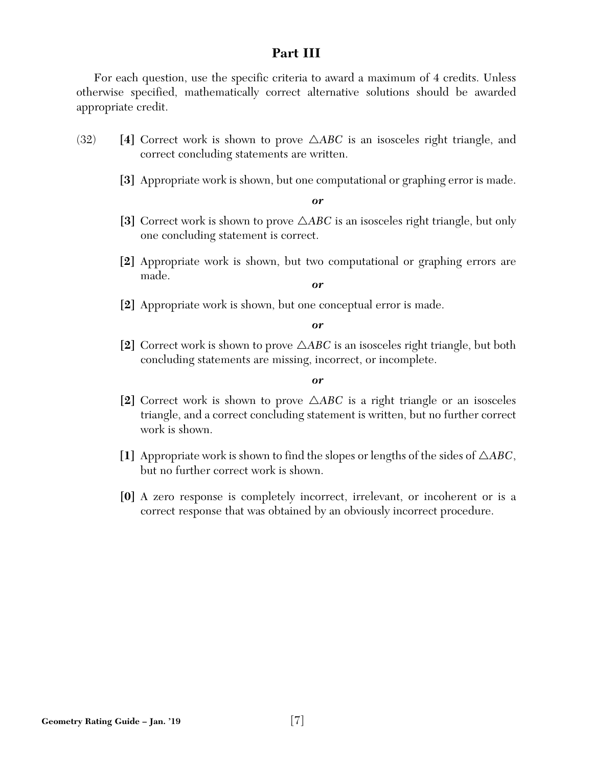## Part III

For each question, use the specific criteria to award a maximum of 4 credits. Unless otherwise specified, mathematically correct alternative solutions should be awarded appropriate credit.

(32) **[4]** Correct work is shown to prove $\triangle ABC$ is an isosceles right triangle, and correct concluding statements are written.

**[3]** Appropriate work is shown, but one computational or graphing error is made.

***or***

**[3]** Correct work is shown to prove $\triangle ABC$ is an isosceles right triangle, but only one concluding statement is correct.

**[2]** Appropriate work is shown, but two computational or graphing errors are made.

***or***

**[2]** Appropriate work is shown, but one conceptual error is made.

***or***

**[2]** Correct work is shown to prove $\triangle ABC$ is an isosceles right triangle, but both concluding statements are missing, incorrect, or incomplete.

***or***

**[2]** Correct work is shown to prove $\triangle ABC$ is a right triangle or an isosceles triangle, and a correct concluding statement is written, but no further correct work is shown.

**[1]** Appropriate work is shown to find the slopes or lengths of the sides of $\triangle ABC$, but no further correct work is shown.

**[0]** A zero response is completely incorrect, irrelevant, or incoherent or is a correct response that was obtained by an obviously incorrect procedure.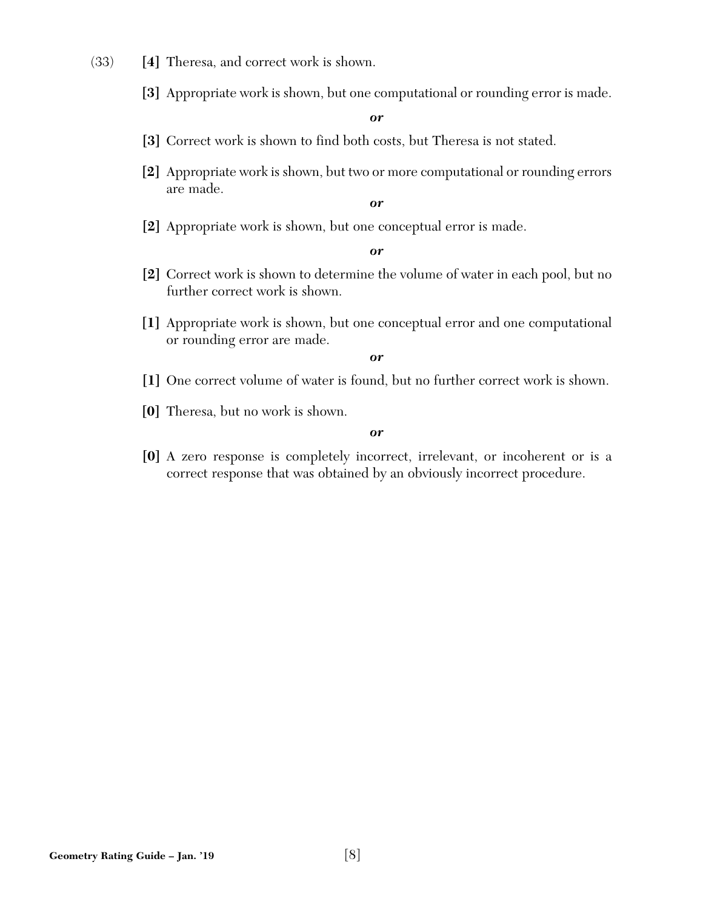(33) **[4]** Theresa, and correct work is shown.

**[3]** Appropriate work is shown, but one computational or rounding error is made.

***or***

**[3]** Correct work is shown to find both costs, but Theresa is not stated.

**[2]** Appropriate work is shown, but two or more computational or rounding errors are made.

***or***

**[2]** Appropriate work is shown, but one conceptual error is made.

***or***

**[2]** Correct work is shown to determine the volume of water in each pool, but no further correct work is shown.

**[1]** Appropriate work is shown, but one conceptual error and one computational or rounding error are made.

***or***

**[1]** One correct volume of water is found, but no further correct work is shown.

**[0]** Theresa, but no work is shown.

***or***

**[0]** A zero response is completely incorrect, irrelevant, or incoherent or is a correct response that was obtained by an obviously incorrect procedure.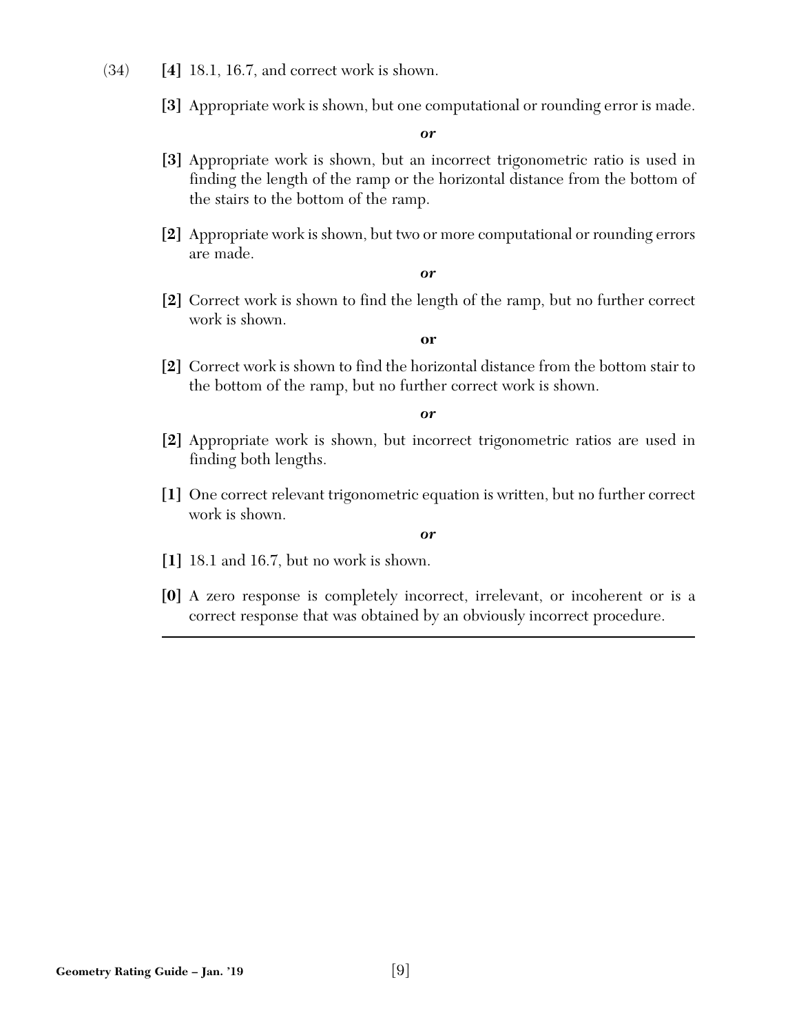(34) **[4]** 18.1, 16.7, and correct work is shown.

**[3]** Appropriate work is shown, but one computational or rounding error is made.

***or***

**[3]** Appropriate work is shown, but an incorrect trigonometric ratio is used in finding the length of the ramp or the horizontal distance from the bottom of the stairs to the bottom of the ramp.

**[2]** Appropriate work is shown, but two or more computational or rounding errors are made.

***or***

**[2]** Correct work is shown to find the length of the ramp, but no further correct work is shown.

**or**

**[2]** Correct work is shown to find the horizontal distance from the bottom stair to the bottom of the ramp, but no further correct work is shown.

***or***

**[2]** Appropriate work is shown, but incorrect trigonometric ratios are used in finding both lengths.

**[1]** One correct relevant trigonometric equation is written, but no further correct work is shown.

***or***

**[1]** 18.1 and 16.7, but no work is shown.

**[0]** A zero response is completely incorrect, irrelevant, or incoherent or is a correct response that was obtained by an obviously incorrect procedure.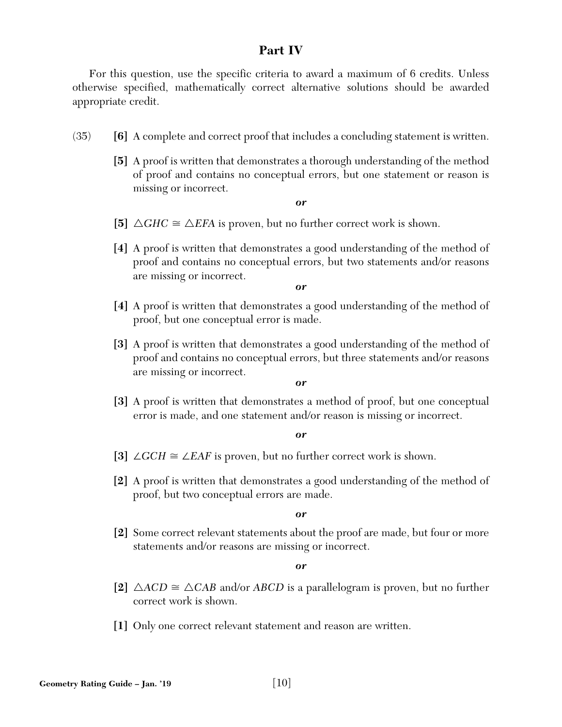## Part IV

For this question, use the specific criteria to award a maximum of 6 credits. Unless otherwise specified, mathematically correct alternative solutions should be awarded appropriate credit.

(35) **[6]** A complete and correct proof that includes a concluding statement is written.

**[5]** A proof is written that demonstrates a thorough understanding of the method of proof and contains no conceptual errors, but one statement or reason is missing or incorrect.

***or***

**[5]** $\triangle GHC \cong \triangle EFA$ is proven, but no further correct work is shown.

**[4]** A proof is written that demonstrates a good understanding of the method of proof and contains no conceptual errors, but two statements and/or reasons are missing or incorrect.

***or***

**[4]** A proof is written that demonstrates a good understanding of the method of proof, but one conceptual error is made.

**[3]** A proof is written that demonstrates a good understanding of the method of proof and contains no conceptual errors, but three statements and/or reasons are missing or incorrect.

***or***

**[3]** A proof is written that demonstrates a method of proof, but one conceptual error is made, and one statement and/or reason is missing or incorrect.

***or***

**[3]** $\angle GCH \cong \angle EAF$ is proven, but no further correct work is shown.

**[2]** A proof is written that demonstrates a good understanding of the method of proof, but two conceptual errors are made.

***or***

**[2]** Some correct relevant statements about the proof are made, but four or more statements and/or reasons are missing or incorrect.

***or***

**[2]** $\triangle ACD \cong \triangle CAB$ and/or $ABCD$ is a parallelogram is proven, but no further correct work is shown.

**[1]** Only one correct relevant statement and reason are written.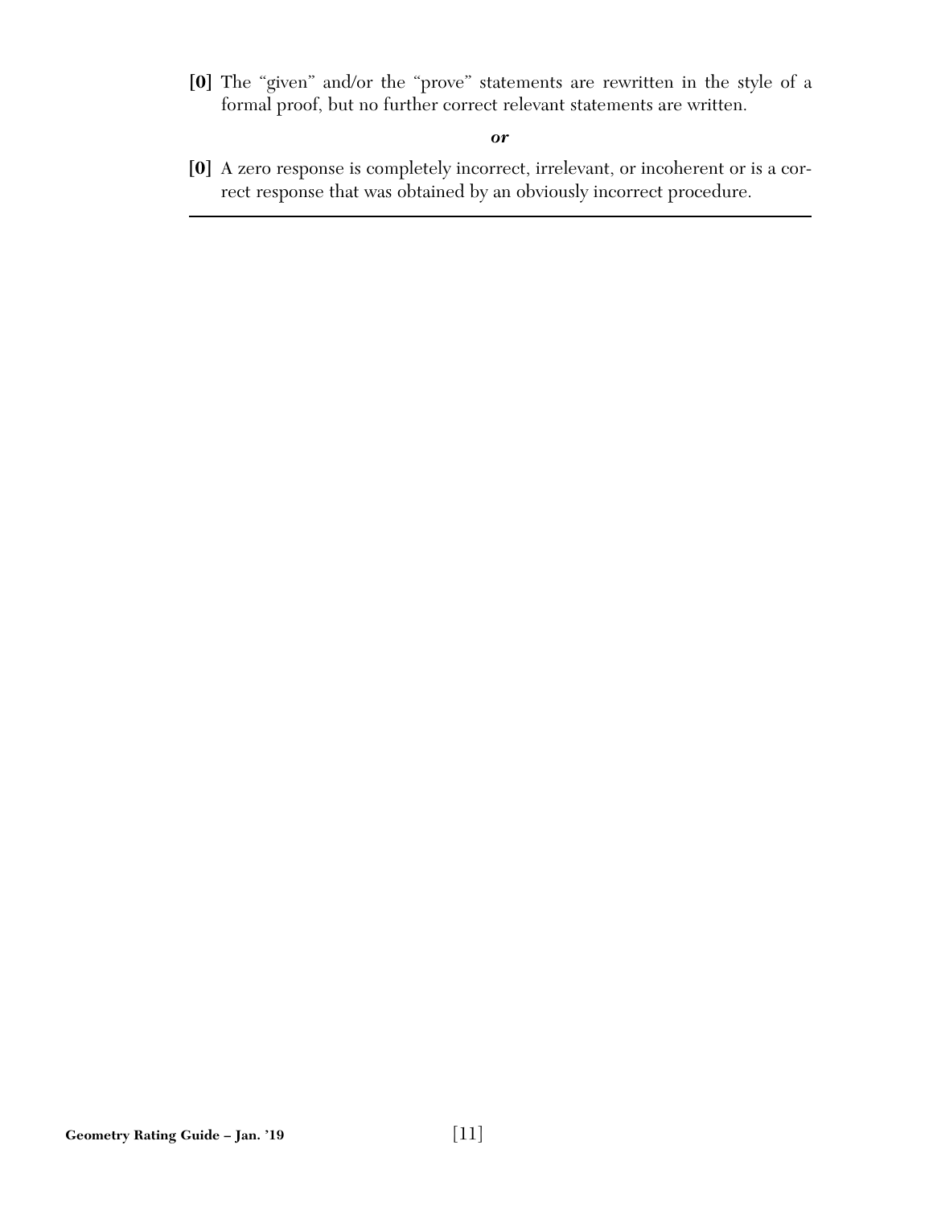**[0]** The "given" and/or the "prove" statements are rewritten in the style of a formal proof, but no further correct relevant statements are written.

***or***

**[0]** A zero response is completely incorrect, irrelevant, or incoherent or is a correct response that was obtained by an obviously incorrect procedure.

---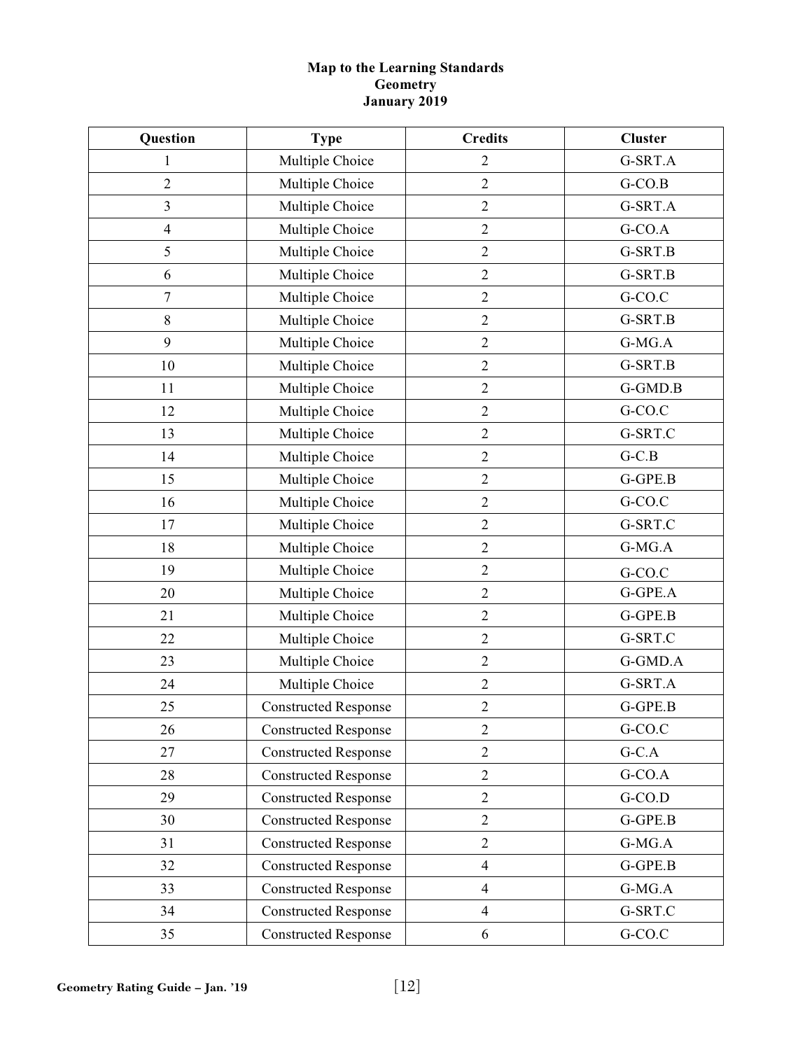# Map to the Learning Standards
## Geometry
## January 2019

| Question | Type | Credits | Cluster |
|---|---|---|---|
| 1 | Multiple Choice | 2 | G-SRT.A |
| 2 | Multiple Choice | 2 | G-CO.B |
| 3 | Multiple Choice | 2 | G-SRT.A |
| 4 | Multiple Choice | 2 | G-CO.A |
| 5 | Multiple Choice | 2 | G-SRT.B |
| 6 | Multiple Choice | 2 | G-SRT.B |
| 7 | Multiple Choice | 2 | G-CO.C |
| 8 | Multiple Choice | 2 | G-SRT.B |
| 9 | Multiple Choice | 2 | G-MG.A |
| 10 | Multiple Choice | 2 | G-SRT.B |
| 11 | Multiple Choice | 2 | G-GMD.B |
| 12 | Multiple Choice | 2 | G-CO.C |
| 13 | Multiple Choice | 2 | G-SRT.C |
| 14 | Multiple Choice | 2 | G-C.B |
| 15 | Multiple Choice | 2 | G-GPE.B |
| 16 | Multiple Choice | 2 | G-CO.C |
| 17 | Multiple Choice | 2 | G-SRT.C |
| 18 | Multiple Choice | 2 | G-MG.A |
| 19 | Multiple Choice | 2 | G-CO.C |
| 20 | Multiple Choice | 2 | G-GPE.A |
| 21 | Multiple Choice | 2 | G-GPE.B |
| 22 | Multiple Choice | 2 | G-SRT.C |
| 23 | Multiple Choice | 2 | G-GMD.A |
| 24 | Multiple Choice | 2 | G-SRT.A |
| 25 | Constructed Response | 2 | G-GPE.B |
| 26 | Constructed Response | 2 | G-CO.C |
| 27 | Constructed Response | 2 | G-C.A |
| 28 | Constructed Response | 2 | G-CO.A |
| 29 | Constructed Response | 2 | G-CO.D |
| 30 | Constructed Response | 2 | G-GPE.B |
| 31 | Constructed Response | 2 | G-MG.A |
| 32 | Constructed Response | 4 | G-GPE.B |
| 33 | Constructed Response | 4 | G-MG.A |
| 34 | Constructed Response | 4 | G-SRT.C |
| 35 | Constructed Response | 6 | G-CO.C |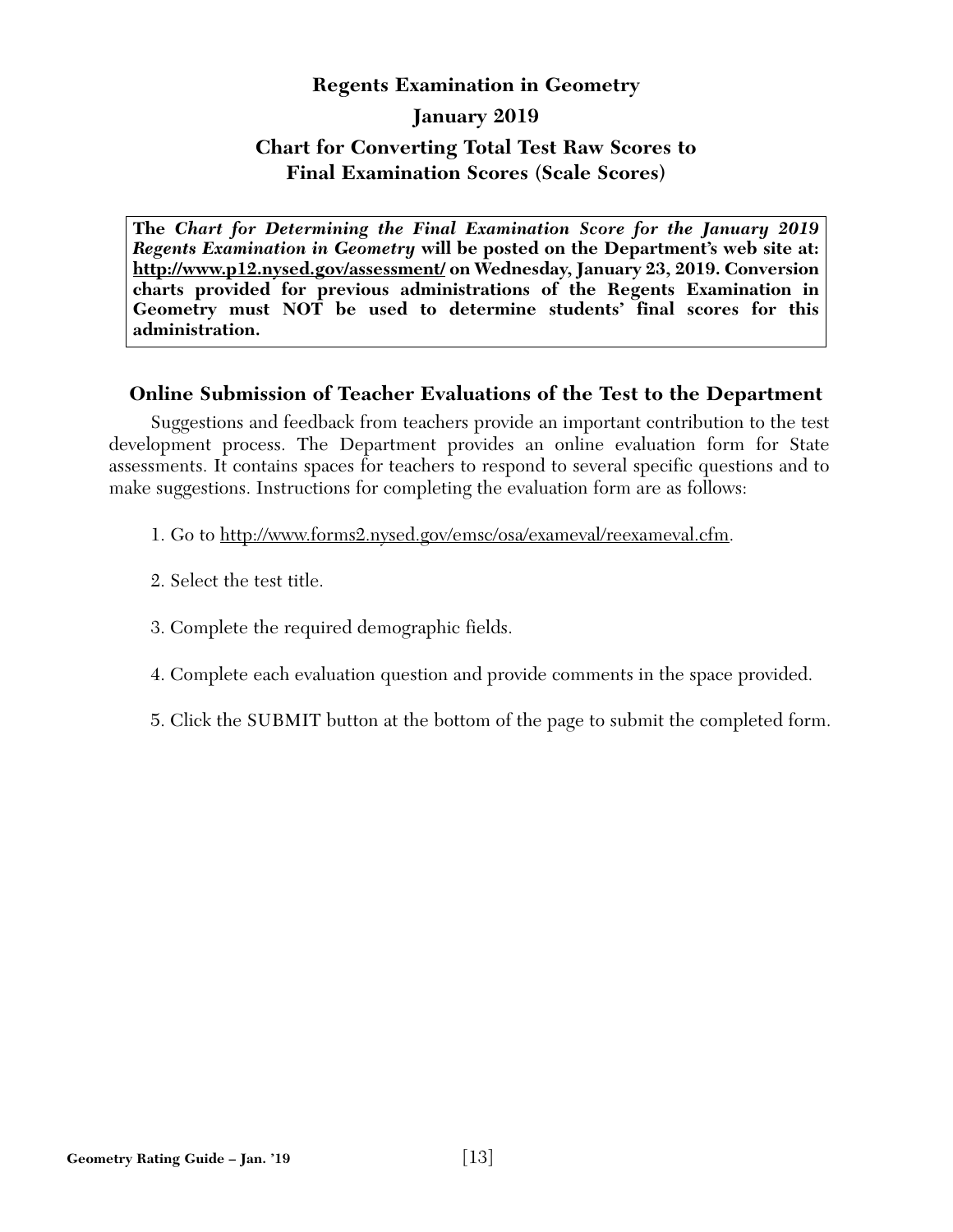# Regents Examination in Geometry

## January 2019

## Chart for Converting Total Test Raw Scores to Final Examination Scores (Scale Scores)

**The *Chart for Determining the Final Examination Score for the January 2019 Regents Examination in Geometry* will be posted on the Department's web site at: http://www.p12.nysed.gov/assessment/ on Wednesday, January 23, 2019. Conversion charts provided for previous administrations of the Regents Examination in Geometry must NOT be used to determine students' final scores for this administration.**

### Online Submission of Teacher Evaluations of the Test to the Department

Suggestions and feedback from teachers provide an important contribution to the test development process. The Department provides an online evaluation form for State assessments. It contains spaces for teachers to respond to several specific questions and to make suggestions. Instructions for completing the evaluation form are as follows:

1. Go to http://www.forms2.nysed.gov/emsc/osa/exameval/reexameval.cfm.
2. Select the test title.
3. Complete the required demographic fields.
4. Complete each evaluation question and provide comments in the space provided.
5. Click the SUBMIT button at the bottom of the page to submit the completed form.